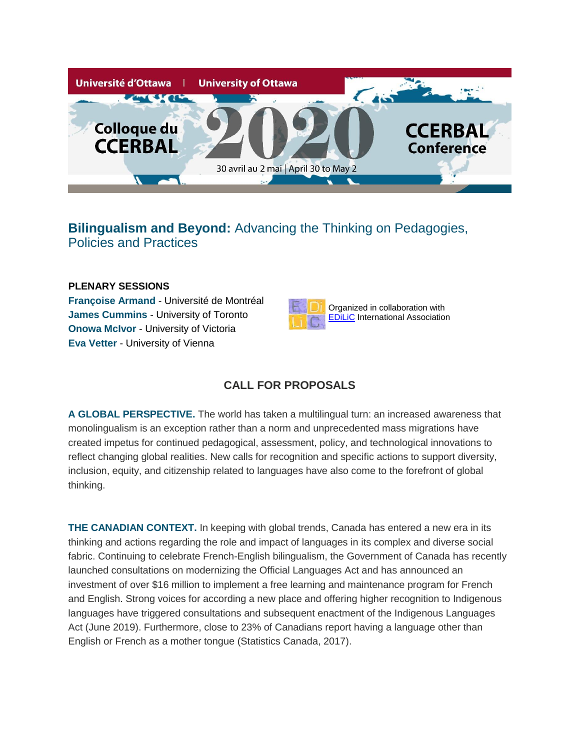Université d'Ottawa | University of Ottawa

Colloque du CCERBAL **2020** CCERBAL Conference

30 avril au 2 mai | April 30 to May 2

## **Bilingualism and Beyond:** Advancing the Thinking on Pedagogies, Policies and Practices

**PLENARY SESSIONS**

**Françoise Armand** - Université de Montréal
**James Cummins** - University of Toronto
**Onowa McIvor** - University of Victoria
**Eva Vetter** - University of Vienna

Organized in collaboration with EDiLiC International Association

### CALL FOR PROPOSALS

**A GLOBAL PERSPECTIVE.** The world has taken a multilingual turn: an increased awareness that monolingualism is an exception rather than a norm and unprecedented mass migrations have created impetus for continued pedagogical, assessment, policy, and technological innovations to reflect changing global realities. New calls for recognition and specific actions to support diversity, inclusion, equity, and citizenship related to languages have also come to the forefront of global thinking.

**THE CANADIAN CONTEXT.** In keeping with global trends, Canada has entered a new era in its thinking and actions regarding the role and impact of languages in its complex and diverse social fabric. Continuing to celebrate French-English bilingualism, the Government of Canada has recently launched consultations on modernizing the Official Languages Act and has announced an investment of over $16 million to implement a free learning and maintenance program for French and English. Strong voices for according a new place and offering higher recognition to Indigenous languages have triggered consultations and subsequent enactment of the Indigenous Languages Act (June 2019). Furthermore, close to 23% of Canadians report having a language other than English or French as a mother tongue (Statistics Canada, 2017).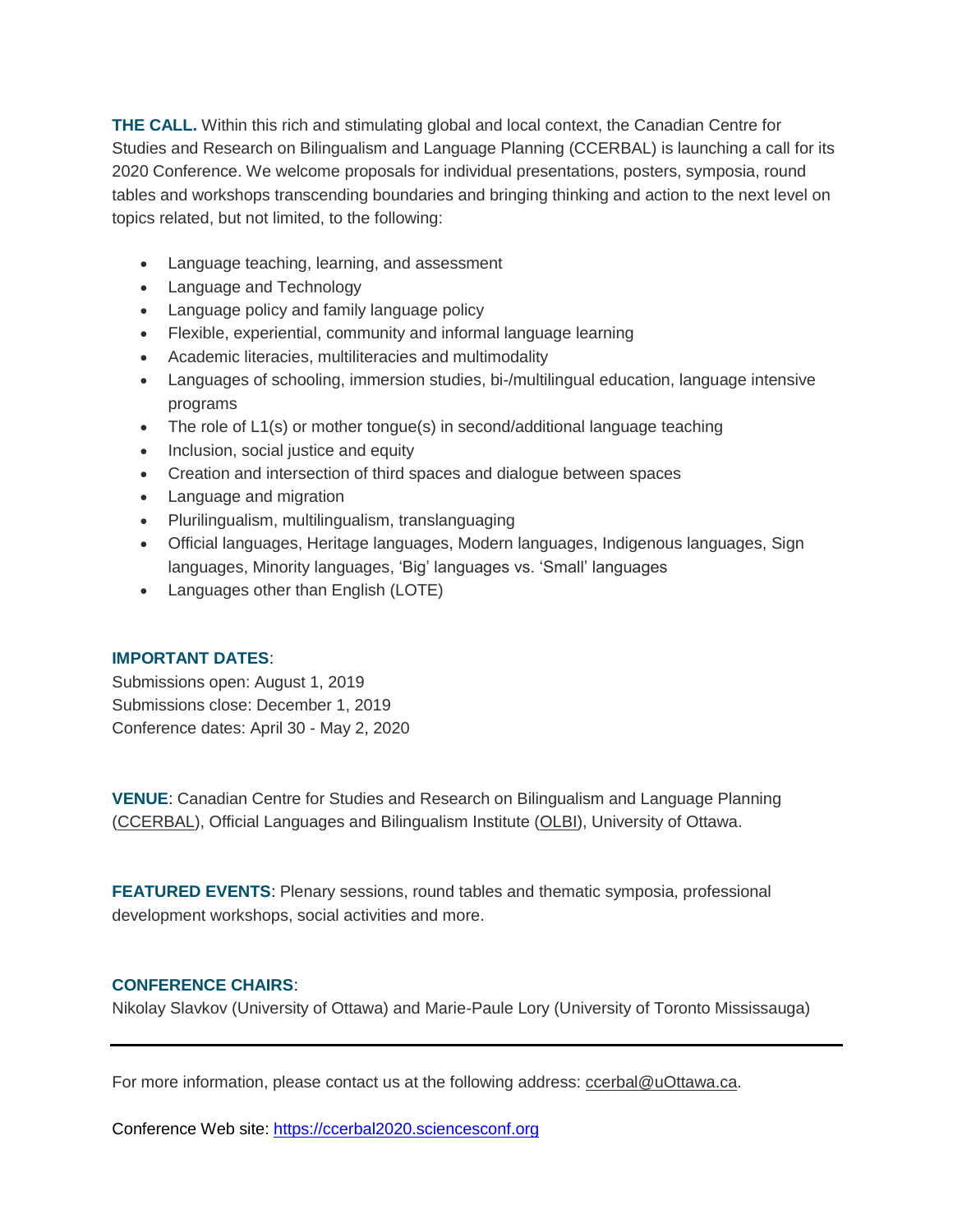**THE CALL.** Within this rich and stimulating global and local context, the Canadian Centre for Studies and Research on Bilingualism and Language Planning (CCERBAL) is launching a call for its 2020 Conference. We welcome proposals for individual presentations, posters, symposia, round tables and workshops transcending boundaries and bringing thinking and action to the next level on topics related, but not limited, to the following:

- Language teaching, learning, and assessment
- Language and Technology
- Language policy and family language policy
- Flexible, experiential, community and informal language learning
- Academic literacies, multiliteracies and multimodality
- Languages of schooling, immersion studies, bi-/multilingual education, language intensive programs
- The role of L1(s) or mother tongue(s) in second/additional language teaching
- Inclusion, social justice and equity
- Creation and intersection of third spaces and dialogue between spaces
- Language and migration
- Plurilingualism, multilingualism, translanguaging
- Official languages, Heritage languages, Modern languages, Indigenous languages, Sign languages, Minority languages, 'Big' languages vs. 'Small' languages
- Languages other than English (LOTE)

**IMPORTANT DATES**:
Submissions open: August 1, 2019
Submissions close: December 1, 2019
Conference dates: April 30 - May 2, 2020

**VENUE**: Canadian Centre for Studies and Research on Bilingualism and Language Planning (CCERBAL), Official Languages and Bilingualism Institute (OLBI), University of Ottawa.

**FEATURED EVENTS**: Plenary sessions, round tables and thematic symposia, professional development workshops, social activities and more.

**CONFERENCE CHAIRS**:
Nikolay Slavkov (University of Ottawa) and Marie-Paule Lory (University of Toronto Mississauga)

---

For more information, please contact us at the following address: ccerbal@uOttawa.ca.

Conference Web site: https://ccerbal2020.sciencesconf.org